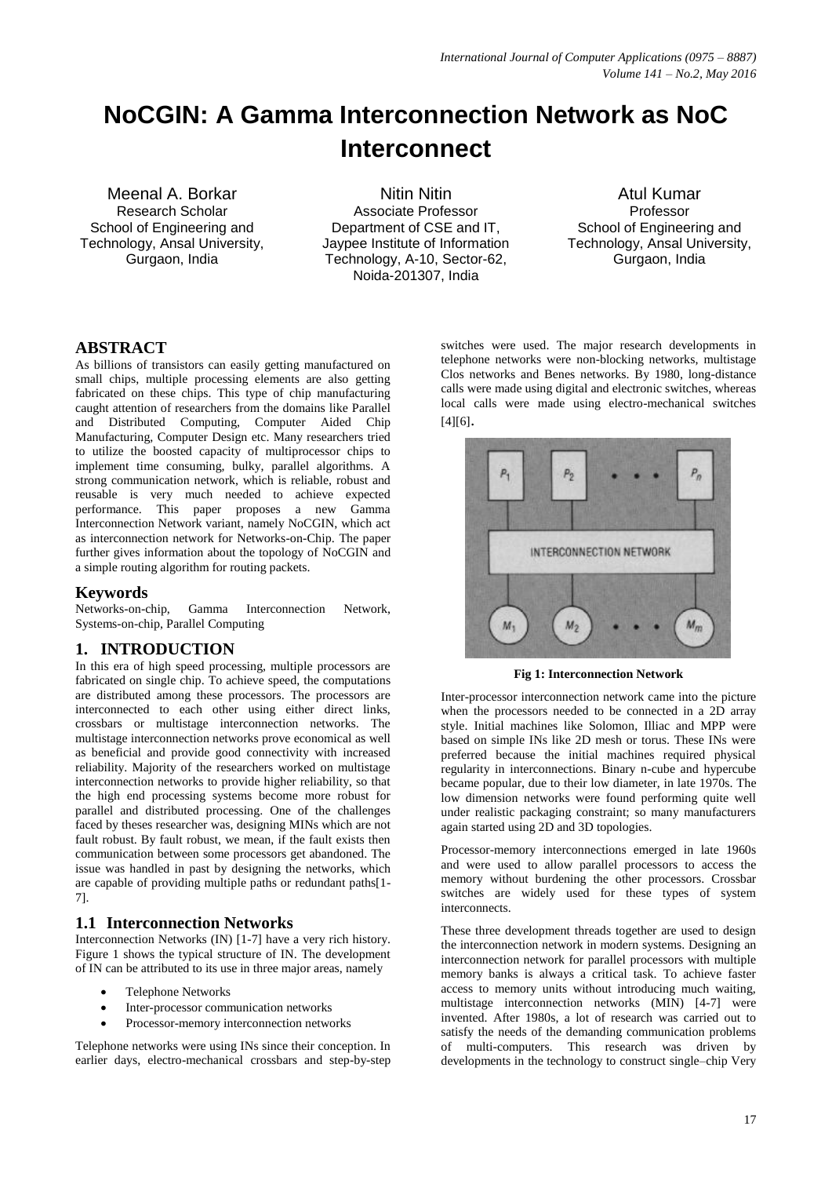# NoCGIN: A Gamma Interconnection Network as NoC Interconnect

Meenal A. Borkar
Research Scholar
School of Engineering and Technology, Ansal University, Gurgaon, India

Nitin Nitin
Associate Professor
Department of CSE and IT, Jaypee Institute of Information Technology, A-10, Sector-62, Noida-201307, India

Atul Kumar
Professor
School of Engineering and Technology, Ansal University, Gurgaon, India

## ABSTRACT

As billions of transistors can easily getting manufactured on small chips, multiple processing elements are also getting fabricated on these chips. This type of chip manufacturing caught attention of researchers from the domains like Parallel and Distributed Computing, Computer Aided Chip Manufacturing, Computer Design etc. Many researchers tried to utilize the boosted capacity of multiprocessor chips to implement time consuming, bulky, parallel algorithms. A strong communication network, which is reliable, robust and reusable is very much needed to achieve expected performance. This paper proposes a new Gamma Interconnection Network variant, namely NoCGIN, which act as interconnection network for Networks-on-Chip. The paper further gives information about the topology of NoCGIN and a simple routing algorithm for routing packets.

## Keywords

Networks-on-chip, Gamma Interconnection Network, Systems-on-chip, Parallel Computing

## 1. INTRODUCTION

In this era of high speed processing, multiple processors are fabricated on single chip. To achieve speed, the computations are distributed among these processors. The processors are interconnected to each other using either direct links, crossbars or multistage interconnection networks. The multistage interconnection networks prove economical as well as beneficial and provide good connectivity with increased reliability. Majority of the researchers worked on multistage interconnection networks to provide higher reliability, so that the high end processing systems become more robust for parallel and distributed processing. One of the challenges faced by theses researcher was, designing MINs which are not fault robust. By fault robust, we mean, if the fault exists then communication between some processors get abandoned. The issue was handled in past by designing the networks, which are capable of providing multiple paths or redundant paths[1-7].

### 1.1 Interconnection Networks

Interconnection Networks (IN) [1-7] have a very rich history. Figure 1 shows the typical structure of IN. The development of IN can be attributed to its use in three major areas, namely

- Telephone Networks
- Inter-processor communication networks
- Processor-memory interconnection networks

Telephone networks were using INs since their conception. In earlier days, electro-mechanical crossbars and step-by-step switches were used. The major research developments in telephone networks were non-blocking networks, multistage Clos networks and Benes networks. By 1980, long-distance calls were made using digital and electronic switches, whereas local calls were made using electro-mechanical switches [4][6].

**Fig 1: Interconnection Network**

Inter-processor interconnection network came into the picture when the processors needed to be connected in a 2D array style. Initial machines like Solomon, Illiac and MPP were based on simple INs like 2D mesh or torus. These INs were preferred because the initial machines required physical regularity in interconnections. Binary n-cube and hypercube became popular, due to their low diameter, in late 1970s. The low dimension networks were found performing quite well under realistic packaging constraint; so many manufacturers again started using 2D and 3D topologies.

Processor-memory interconnections emerged in late 1960s and were used to allow parallel processors to access the memory without burdening the other processors. Crossbar switches are widely used for these types of system interconnects.

These three development threads together are used to design the interconnection network in modern systems. Designing an interconnection network for parallel processors with multiple memory banks is always a critical task. To achieve faster access to memory units without introducing much waiting, multistage interconnection networks (MIN) [4-7] were invented. After 1980s, a lot of research was carried out to satisfy the needs of the demanding communication problems of multi-computers. This research was driven by developments in the technology to construct single–chip Very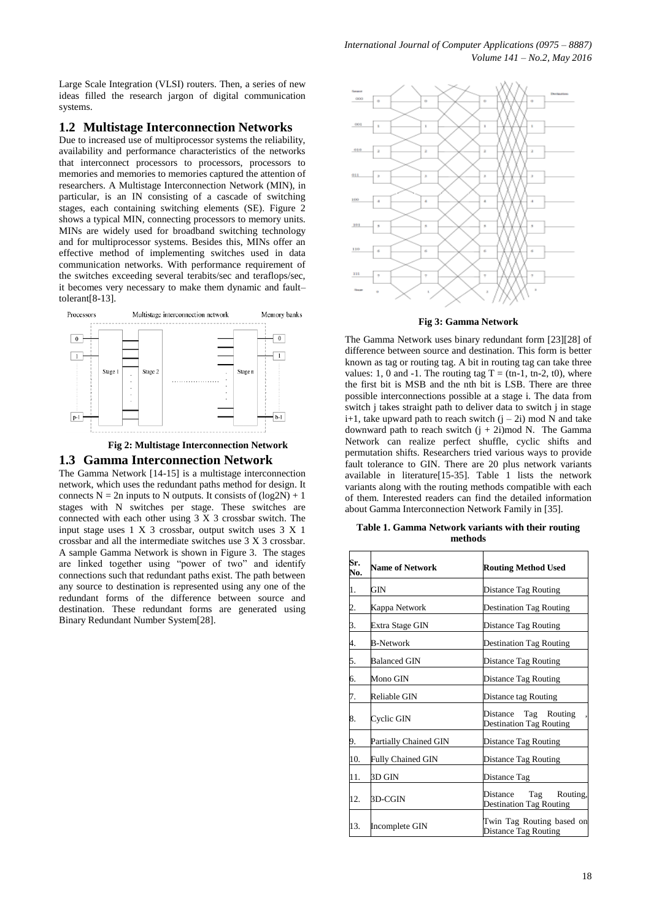Large Scale Integration (VLSI) routers. Then, a series of new ideas filled the research jargon of digital communication systems.

## 1.2 Multistage Interconnection Networks

Due to increased use of multiprocessor systems the reliability, availability and performance characteristics of the networks that interconnect processors to processors, processors to memories and memories to memories captured the attention of researchers. A Multistage Interconnection Network (MIN), in particular, is an IN consisting of a cascade of switching stages, each containing switching elements (SE). Figure 2 shows a typical MIN, connecting processors to memory units. MINs are widely used for broadband switching technology and for multiprocessor systems. Besides this, MINs offer an effective method of implementing switches used in data communication networks. With performance requirement of the switches exceeding several terabits/sec and teraflops/sec, it becomes very necessary to make them dynamic and fault–tolerant[8-13].

**Fig 2: Multistage Interconnection Network**

## 1.3 Gamma Interconnection Network

The Gamma Network [14-15] is a multistage interconnection network, which uses the redundant paths method for design. It connects N = 2n inputs to N outputs. It consists of (log2N) + 1 stages with N switches per stage. These switches are connected with each other using 3 X 3 crossbar switch. The input stage uses 1 X 3 crossbar, output switch uses 3 X 1 crossbar and all the intermediate switches use 3 X 3 crossbar. A sample Gamma Network is shown in Figure 3. The stages are linked together using "power of two" and identify connections such that redundant paths exist. The path between any source to destination is represented using any one of the redundant forms of the difference between source and destination. These redundant forms are generated using Binary Redundant Number System[28].

**Fig 3: Gamma Network**

The Gamma Network uses binary redundant form [23][28] of difference between source and destination. This form is better known as tag or routing tag. A bit in routing tag can take three values: 1, 0 and -1. The routing tag T = (tn-1, tn-2, t0), where the first bit is MSB and the nth bit is LSB. There are three possible interconnections possible at a stage i. The data from switch j takes straight path to deliver data to switch j in stage i+1, take upward path to reach switch (j – 2i) mod N and take downward path to reach switch (j + 2i)mod N. The Gamma Network can realize perfect shuffle, cyclic shifts and permutation shifts. Researchers tried various ways to provide fault tolerance to GIN. There are 20 plus network variants available in literature[15-35]. Table 1 lists the network variants along with the routing methods compatible with each of them. Interested readers can find the detailed information about Gamma Interconnection Network Family in [35].

**Table 1. Gamma Network variants with their routing methods**

| Sr. No. | Name of Network | Routing Method Used |
|---|---|---|
| 1. | GIN | Distance Tag Routing |
| 2. | Kappa Network | Destination Tag Routing |
| 3. | Extra Stage GIN | Distance Tag Routing |
| 4. | B-Network | Destination Tag Routing |
| 5. | Balanced GIN | Distance Tag Routing |
| 6. | Mono GIN | Distance Tag Routing |
| 7. | Reliable GIN | Distance tag Routing |
| 8. | Cyclic GIN | Distance Tag Routing , Destination Tag Routing |
| 9. | Partially Chained GIN | Distance Tag Routing |
| 10. | Fully Chained GIN | Distance Tag Routing |
| 11. | 3D GIN | Distance Tag |
| 12. | 3D-CGIN | Distance Tag Routing, Destination Tag Routing |
| 13. | Incomplete GIN | Twin Tag Routing based on Distance Tag Routing |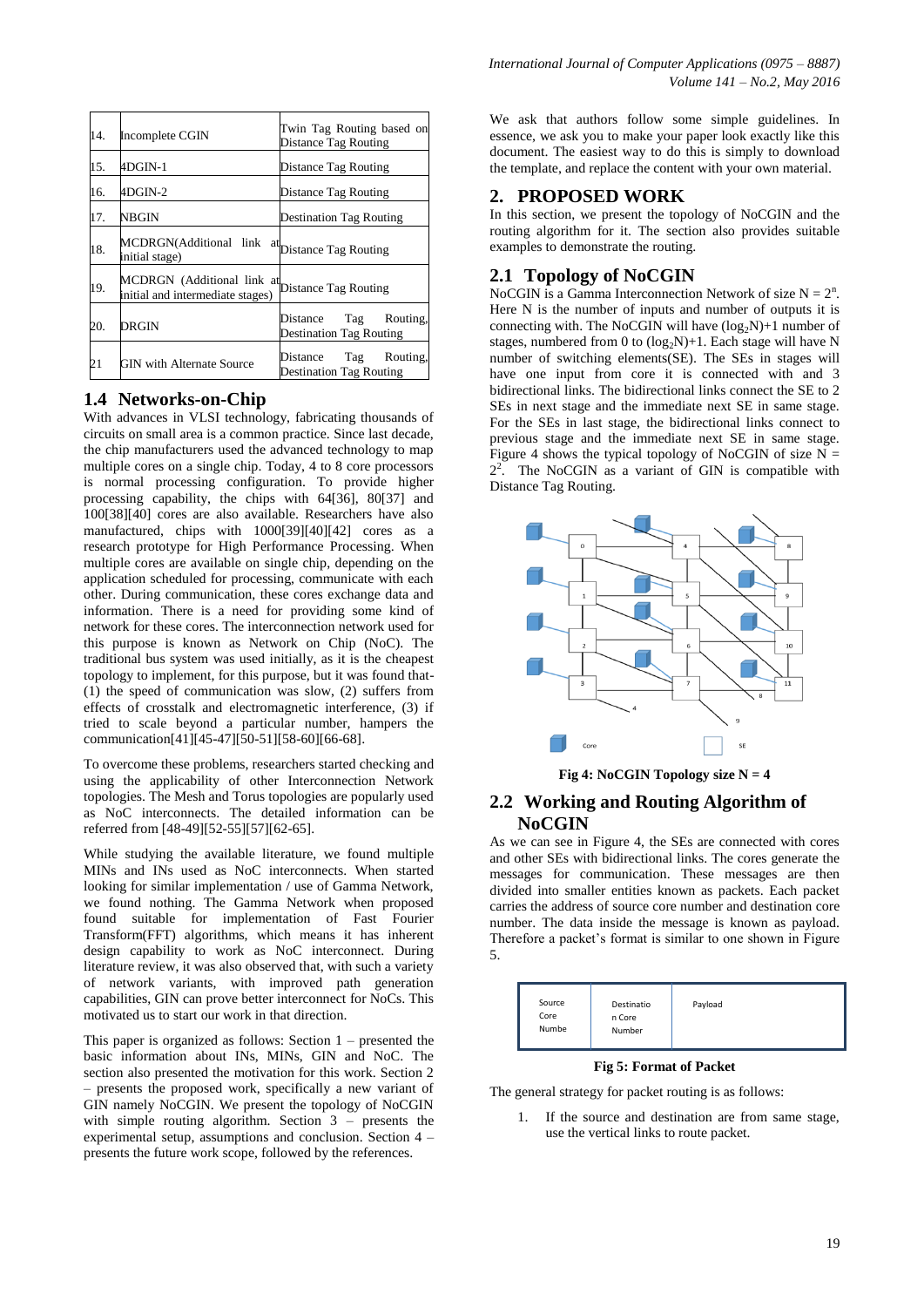| 14. | Incomplete CGIN | Twin Tag Routing based on Distance Tag Routing |
|---|---|---|
| 15. | 4DGIN-1 | Distance Tag Routing |
| 16. | 4DGIN-2 | Distance Tag Routing |
| 17. | NBGIN | Destination Tag Routing |
| 18. | MCDRGN(Additional link at initial stage) | Distance Tag Routing |
| 19. | MCDRGN (Additional link at initial and intermediate stages) | Distance Tag Routing |
| 20. | DRGIN | Distance Tag Routing, Destination Tag Routing |
| 21 | GIN with Alternate Source | Distance Tag Routing, Destination Tag Routing |

### 1.4 Networks-on-Chip

With advances in VLSI technology, fabricating thousands of circuits on small area is a common practice. Since last decade, the chip manufacturers used the advanced technology to map multiple cores on a single chip. Today, 4 to 8 core processors is normal processing configuration. To provide higher processing capability, the chips with 64[36], 80[37] and 100[38][40] cores are also available. Researchers have also manufactured, chips with 1000[39][40][42] cores as a research prototype for High Performance Processing. When multiple cores are available on single chip, depending on the application scheduled for processing, communicate with each other. During communication, these cores exchange data and information. There is a need for providing some kind of network for these cores. The interconnection network used for this purpose is known as Network on Chip (NoC). The traditional bus system was used initially, as it is the cheapest topology to implement, for this purpose, but it was found that- (1) the speed of communication was slow, (2) suffers from effects of crosstalk and electromagnetic interference, (3) if tried to scale beyond a particular number, hampers the communication[41][45-47][50-51][58-60][66-68].

To overcome these problems, researchers started checking and using the applicability of other Interconnection Network topologies. The Mesh and Torus topologies are popularly used as NoC interconnects. The detailed information can be referred from [48-49][52-55][57][62-65].

While studying the available literature, we found multiple MINs and INs used as NoC interconnects. When started looking for similar implementation / use of Gamma Network, we found nothing. The Gamma Network when proposed found suitable for implementation of Fast Fourier Transform(FFT) algorithms, which means it has inherent design capability to work as NoC interconnect. During literature review, it was also observed that, with such a variety of network variants, with improved path generation capabilities, GIN can prove better interconnect for NoCs. This motivated us to start our work in that direction.

This paper is organized as follows: Section 1 – presented the basic information about INs, MINs, GIN and NoC. The section also presented the motivation for this work. Section 2 – presents the proposed work, specifically a new variant of GIN namely NoCGIN. We present the topology of NoCGIN with simple routing algorithm. Section 3 – presents the experimental setup, assumptions and conclusion. Section 4 – presents the future work scope, followed by the references.

We ask that authors follow some simple guidelines. In essence, we ask you to make your paper look exactly like this document. The easiest way to do this is simply to download the template, and replace the content with your own material.

## 2. PROPOSED WORK

In this section, we present the topology of NoCGIN and the routing algorithm for it. The section also provides suitable examples to demonstrate the routing.

### 2.1 Topology of NoCGIN

NoCGIN is a Gamma Interconnection Network of size $N = 2^n$. Here N is the number of inputs and number of outputs it is connecting with. The NoCGIN will have $(\log_2 N)+1$ number of stages, numbered from 0 to $(\log_2 N)+1$. Each stage will have N number of switching elements(SE). The SEs in stages will have one input from core it is connected with and 3 bidirectional links. The bidirectional links connect the SE to 2 SEs in next stage and the immediate next SE in same stage. For the SEs in last stage, the bidirectional links connect to previous stage and the immediate next SE in same stage. Figure 4 shows the typical topology of NoCGIN of size $N = 2^2$. The NoCGIN as a variant of GIN is compatible with Distance Tag Routing.

**Fig 4: NoCGIN Topology size N = 4**

### 2.2 Working and Routing Algorithm of NoCGIN

As we can see in Figure 4, the SEs are connected with cores and other SEs with bidirectional links. The cores generate the messages for communication. These messages are then divided into smaller entities known as packets. Each packet carries the address of source core number and destination core number. The data inside the message is known as payload. Therefore a packet's format is similar to one shown in Figure 5.

| Source Core Numbe | Destination Core Number | Payload |
|---|---|---|

**Fig 5: Format of Packet**

The general strategy for packet routing is as follows:

1. If the source and destination are from same stage, use the vertical links to route packet.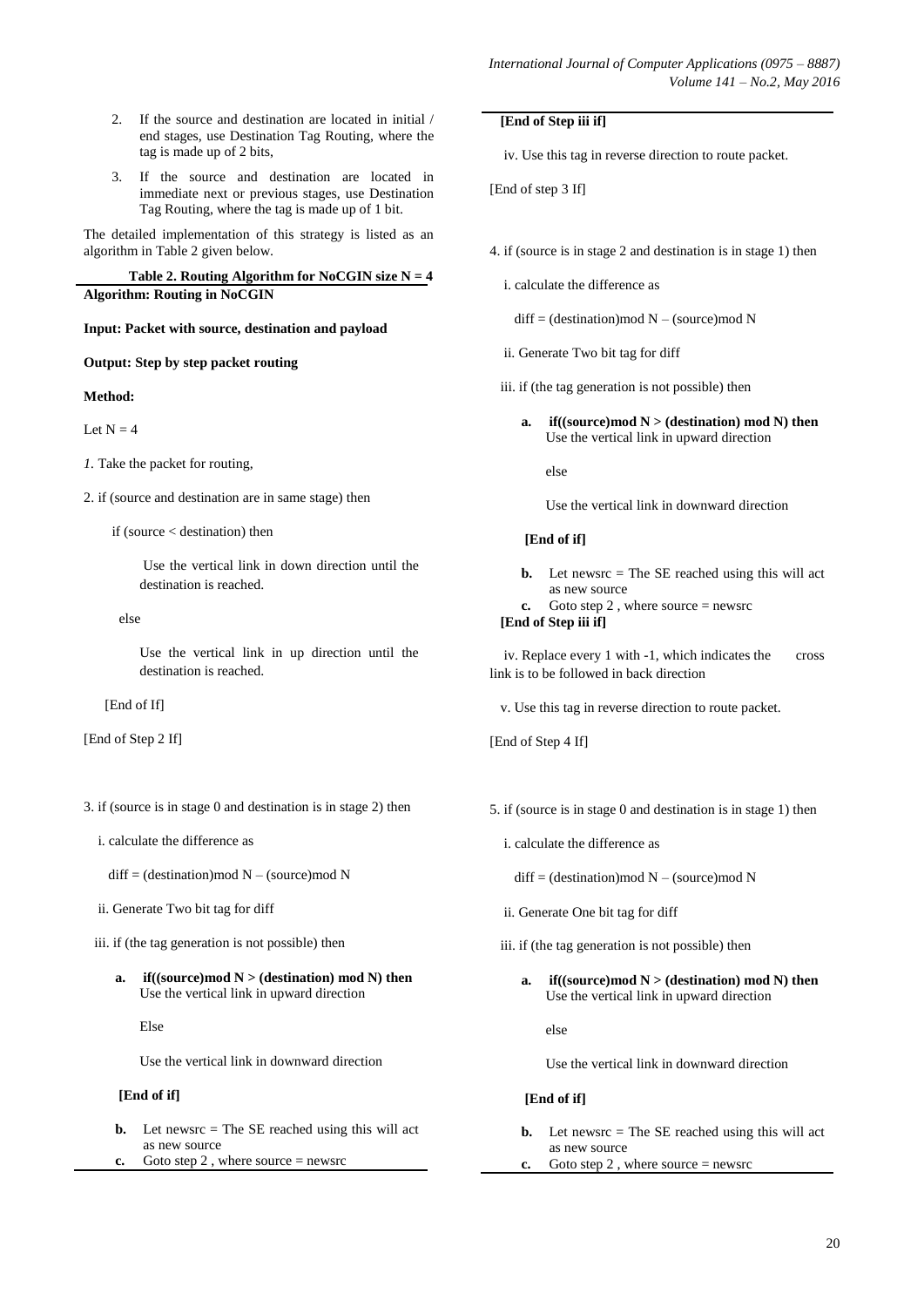2. If the source and destination are located in initial / end stages, use Destination Tag Routing, where the tag is made up of 2 bits,
3. If the source and destination are located in immediate next or previous stages, use Destination Tag Routing, where the tag is made up of 1 bit.

The detailed implementation of this strategy is listed as an algorithm in Table 2 given below.

**Table 2. Routing Algorithm for NoCGIN size N = 4**

**Algorithm: Routing in NoCGIN**

**Input: Packet with source, destination and payload**

**Output: Step by step packet routing**

**Method:**

Let N = 4

*1.* Take the packet for routing,

2. if (source and destination are in same stage) then

   if (source < destination) then

      Use the vertical link in down direction until the destination is reached.

   else

      Use the vertical link in up direction until the destination is reached.

   [End of If]

[End of Step 2 If]

3. if (source is in stage 0 and destination is in stage 2) then

   i. calculate the difference as

      diff = (destination)mod N – (source)mod N

   ii. Generate Two bit tag for diff

   iii. if (the tag generation is not possible) then

      **a. if((source)mod N > (destination) mod N) then**
      Use the vertical link in upward direction

      Else

      Use the vertical link in downward direction

      **[End of if]**

      **b.** Let newsrc = The SE reached using this will act as new source

      **c.** Goto step 2 , where source = newsrc

   **[End of Step iii if]**

   iv. Use this tag in reverse direction to route packet.

[End of step 3 If]

4. if (source is in stage 2 and destination is in stage 1) then

   i. calculate the difference as

      diff = (destination)mod N – (source)mod N

   ii. Generate Two bit tag for diff

   iii. if (the tag generation is not possible) then

      **a. if((source)mod N > (destination) mod N) then**
      Use the vertical link in upward direction

      else

      Use the vertical link in downward direction

      **[End of if]**

      **b.** Let newsrc = The SE reached using this will act as new source

      **c.** Goto step 2 , where source = newsrc

   **[End of Step iii if]**

   iv. Replace every 1 with -1, which indicates the cross link is to be followed in back direction

   v. Use this tag in reverse direction to route packet.

[End of Step 4 If]

5. if (source is in stage 0 and destination is in stage 1) then

   i. calculate the difference as

      diff = (destination)mod N – (source)mod N

   ii. Generate One bit tag for diff

   iii. if (the tag generation is not possible) then

      **a. if((source)mod N > (destination) mod N) then**
      Use the vertical link in upward direction

      else

      Use the vertical link in downward direction

      **[End of if]**

      **b.** Let newsrc = The SE reached using this will act as new source

      **c.** Goto step 2 , where source = newsrc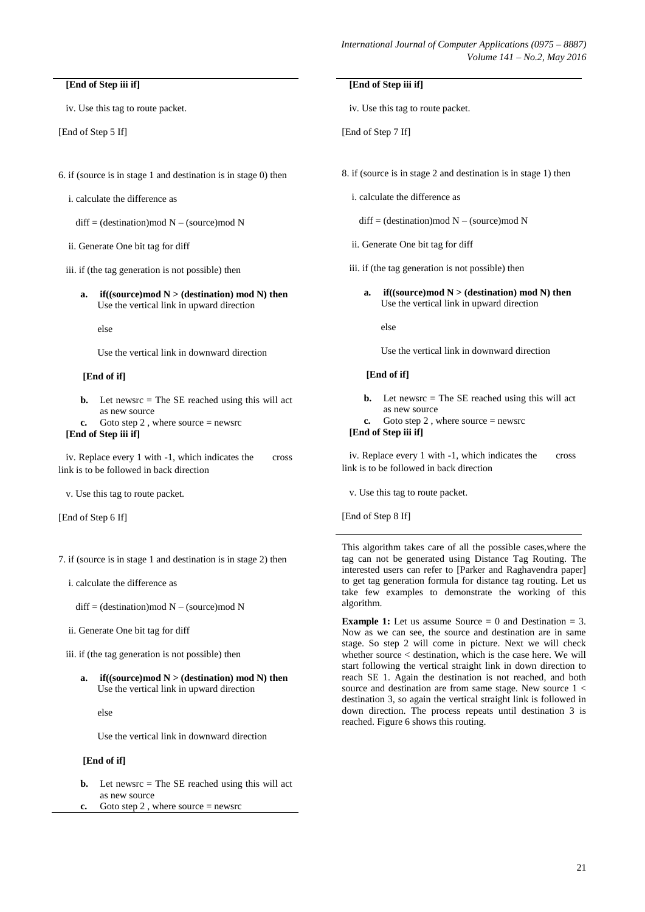**[End of Step iii if]**

iv. Use this tag to route packet.

[End of Step 5 If]

6. if (source is in stage 1 and destination is in stage 0) then

i. calculate the difference as

diff = (destination)mod N – (source)mod N

ii. Generate One bit tag for diff

iii. if (the tag generation is not possible) then

**a.** **if((source)mod N > (destination) mod N) then** Use the vertical link in upward direction

else

Use the vertical link in downward direction

**[End of if]**

**b.** Let newsrc = The SE reached using this will act as new source

**c.** Goto step 2 , where source = newsrc

**[End of Step iii if]**

iv. Replace every 1 with -1, which indicates the cross link is to be followed in back direction

v. Use this tag to route packet.

[End of Step 6 If]

7. if (source is in stage 1 and destination is in stage 2) then

i. calculate the difference as

diff = (destination)mod N – (source)mod N

ii. Generate One bit tag for diff

iii. if (the tag generation is not possible) then

**a.** **if((source)mod N > (destination) mod N) then** Use the vertical link in upward direction

else

Use the vertical link in downward direction

**[End of if]**

**b.** Let newsrc = The SE reached using this will act as new source

**c.** Goto step 2 , where source = newsrc

**[End of Step iii if]**

iv. Use this tag to route packet.

[End of Step 7 If]

8. if (source is in stage 2 and destination is in stage 1) then

i. calculate the difference as

diff = (destination)mod N – (source)mod N

ii. Generate One bit tag for diff

iii. if (the tag generation is not possible) then

**a.** **if((source)mod N > (destination) mod N) then** Use the vertical link in upward direction

else

Use the vertical link in downward direction

**[End of if]**

**b.** Let newsrc = The SE reached using this will act as new source

**c.** Goto step 2 , where source = newsrc

**[End of Step iii if]**

iv. Replace every 1 with -1, which indicates the cross link is to be followed in back direction

v. Use this tag to route packet.

[End of Step 8 If]

This algorithm takes care of all the possible cases,where the tag can not be generated using Distance Tag Routing. The interested users can refer to [Parker and Raghavendra paper] to get tag generation formula for distance tag routing. Let us take few examples to demonstrate the working of this algorithm.

**Example 1:** Let us assume Source = 0 and Destination = 3. Now as we can see, the source and destination are in same stage. So step 2 will come in picture. Next we will check whether source < destination, which is the case here. We will start following the vertical straight link in down direction to reach SE 1. Again the destination is not reached, and both source and destination are from same stage. New source 1 < destination 3, so again the vertical straight link is followed in down direction. The process repeats until destination 3 is reached. Figure 6 shows this routing.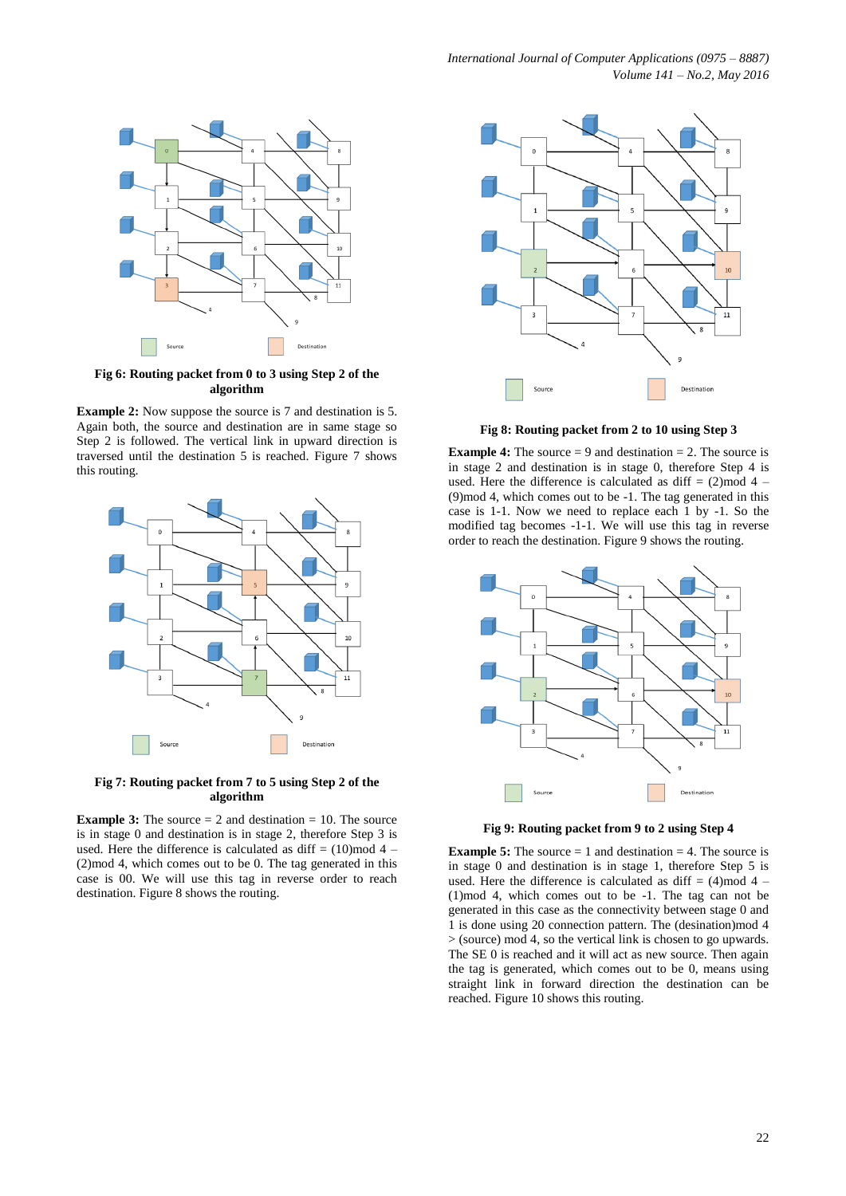**Fig 6: Routing packet from 0 to 3 using Step 2 of the algorithm**

**Example 2:** Now suppose the source is 7 and destination is 5. Again both, the source and destination are in same stage so Step 2 is followed. The vertical link in upward direction is traversed until the destination 5 is reached. Figure 7 shows this routing.

**Fig 7: Routing packet from 7 to 5 using Step 2 of the algorithm**

**Example 3:** The source = 2 and destination = 10. The source is in stage 0 and destination is in stage 2, therefore Step 3 is used. Here the difference is calculated as diff = (10)mod 4 – (2)mod 4, which comes out to be 0. The tag generated in this case is 00. We will use this tag in reverse order to reach destination. Figure 8 shows the routing.

**Fig 8: Routing packet from 2 to 10 using Step 3**

**Example 4:** The source = 9 and destination = 2. The source is in stage 2 and destination is in stage 0, therefore Step 4 is used. Here the difference is calculated as diff = (2)mod 4 – (9)mod 4, which comes out to be -1. The tag generated in this case is 1-1. Now we need to replace each 1 by -1. So the modified tag becomes -1-1. We will use this tag in reverse order to reach the destination. Figure 9 shows the routing.

**Fig 9: Routing packet from 9 to 2 using Step 4**

**Example 5:** The source = 1 and destination = 4. The source is in stage 0 and destination is in stage 1, therefore Step 5 is used. Here the difference is calculated as diff = (4)mod 4 – (1)mod 4, which comes out to be -1. The tag can not be generated in this case as the connectivity between stage 0 and 1 is done using 20 connection pattern. The (desination)mod 4 > (source) mod 4, so the vertical link is chosen to go upwards. The SE 0 is reached and it will act as new source. Then again the tag is generated, which comes out to be 0, means using straight link in forward direction the destination can be reached. Figure 10 shows this routing.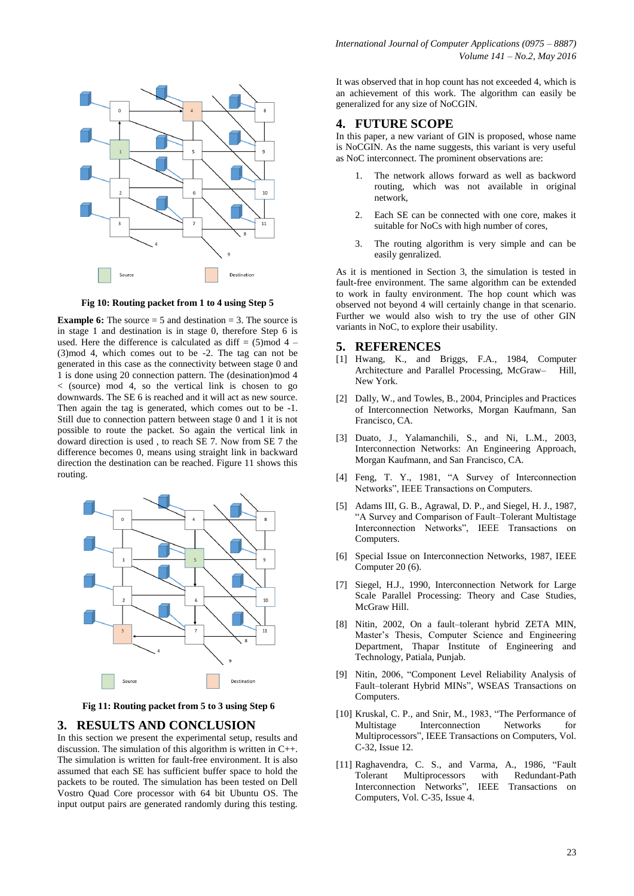Fig 10: Routing packet from 1 to 4 using Step 5

**Example 6:** The source = 5 and destination = 3. The source is in stage 1 and destination is in stage 0, therefore Step 6 is used. Here the difference is calculated as diff = (5)mod 4 – (3)mod 4, which comes out to be -2. The tag can not be generated in this case as the connectivity between stage 0 and 1 is done using 20 connection pattern. The (desination)mod 4 < (source) mod 4, so the vertical link is chosen to go downwards. The SE 6 is reached and it will act as new source. Then again the tag is generated, which comes out to be -1. Still due to connection pattern between stage 0 and 1 it is not possible to route the packet. So again the vertical link in doward direction is used , to reach SE 7. Now from SE 7 the difference becomes 0, means using straight link in backward direction the destination can be reached. Figure 11 shows this routing.

Fig 11: Routing packet from 5 to 3 using Step 6

## 3. RESULTS AND CONCLUSION

In this section we present the experimental setup, results and discussion. The simulation of this algorithm is written in C++. The simulation is written for fault-free environment. It is also assumed that each SE has sufficient buffer space to hold the packets to be routed. The simulation has been tested on Dell Vostro Quad Core processor with 64 bit Ubuntu OS. The input output pairs are generated randomly during this testing.

It was observed that in hop count has not exceeded 4, which is an achievement of this work. The algorithm can easily be generalized for any size of NoCGIN.

## 4. FUTURE SCOPE

In this paper, a new variant of GIN is proposed, whose name is NoCGIN. As the name suggests, this variant is very useful as NoC interconnect. The prominent observations are:

1. The network allows forward as well as backward routing, which was not available in original network,
2. Each SE can be connected with one core, makes it suitable for NoCs with high number of cores,
3. The routing algorithm is very simple and can be easily genralized.

As it is mentioned in Section 3, the simulation is tested in fault-free environment. The same algorithm can be extended to work in faulty environment. The hop count which was observed not beyond 4 will certainly change in that scenario. Further we would also wish to try the use of other GIN variants in NoC, to explore their usability.

## 5. REFERENCES

[1] Hwang, K., and Briggs, F.A., 1984, Computer Architecture and Parallel Processing, McGraw– Hill, New York.

[2] Dally, W., and Towles, B., 2004, Principles and Practices of Interconnection Networks, Morgan Kaufmann, San Francisco, CA.

[3] Duato, J., Yalamanchili, S., and Ni, L.M., 2003, Interconnection Networks: An Engineering Approach, Morgan Kaufmann, and San Francisco, CA.

[4] Feng, T. Y., 1981, "A Survey of Interconnection Networks", IEEE Transactions on Computers.

[5] Adams III, G. B., Agrawal, D. P., and Siegel, H. J., 1987, "A Survey and Comparison of Fault–Tolerant Multistage Interconnection Networks", IEEE Transactions on Computers.

[6] Special Issue on Interconnection Networks, 1987, IEEE Computer 20 (6).

[7] Siegel, H.J., 1990, Interconnection Network for Large Scale Parallel Processing: Theory and Case Studies, McGraw Hill.

[8] Nitin, 2002, On a fault–tolerant hybrid ZETA MIN, Master's Thesis, Computer Science and Engineering Department, Thapar Institute of Engineering and Technology, Patiala, Punjab.

[9] Nitin, 2006, "Component Level Reliability Analysis of Fault–tolerant Hybrid MINs", WSEAS Transactions on Computers.

[10] Kruskal, C. P., and Snir, M., 1983, "The Performance of Multistage Interconnection Networks for Multiprocessors", IEEE Transactions on Computers, Vol. C-32, Issue 12.

[11] Raghavendra, C. S., and Varma, A., 1986, "Fault Tolerant Multiprocessors with Redundant-Path Interconnection Networks", IEEE Transactions on Computers, Vol. C-35, Issue 4.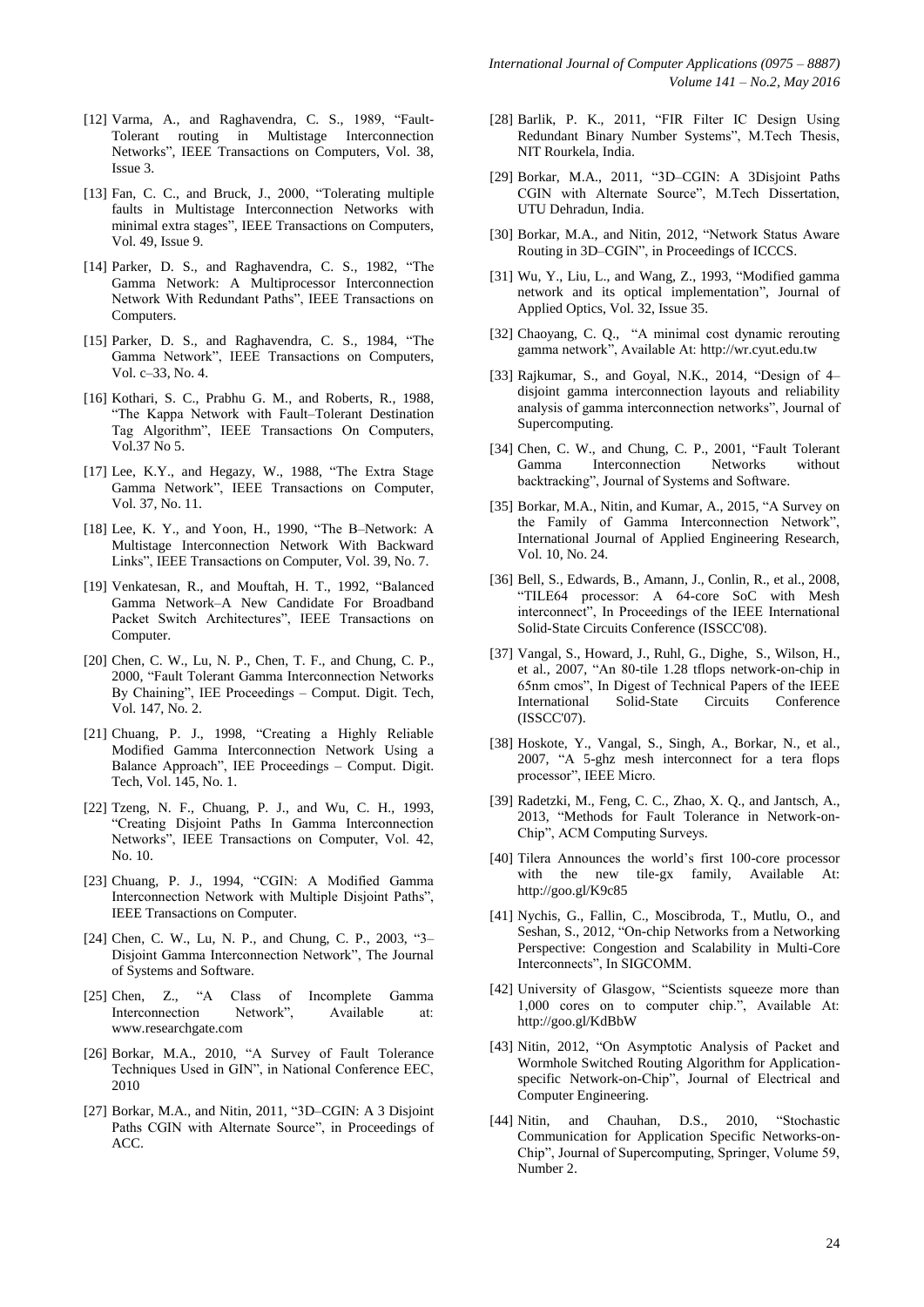[12] Varma, A., and Raghavendra, C. S., 1989, "Fault-Tolerant routing in Multistage Interconnection Networks", IEEE Transactions on Computers, Vol. 38, Issue 3.

[13] Fan, C. C., and Bruck, J., 2000, "Tolerating multiple faults in Multistage Interconnection Networks with minimal extra stages", IEEE Transactions on Computers, Vol. 49, Issue 9.

[14] Parker, D. S., and Raghavendra, C. S., 1982, "The Gamma Network: A Multiprocessor Interconnection Network With Redundant Paths", IEEE Transactions on Computers.

[15] Parker, D. S., and Raghavendra, C. S., 1984, "The Gamma Network", IEEE Transactions on Computers, Vol. c–33, No. 4.

[16] Kothari, S. C., Prabhu G. M., and Roberts, R., 1988, "The Kappa Network with Fault–Tolerant Destination Tag Algorithm", IEEE Transactions On Computers, Vol.37 No 5.

[17] Lee, K.Y., and Hegazy, W., 1988, "The Extra Stage Gamma Network", IEEE Transactions on Computer, Vol. 37, No. 11.

[18] Lee, K. Y., and Yoon, H., 1990, "The B–Network: A Multistage Interconnection Network With Backward Links", IEEE Transactions on Computer, Vol. 39, No. 7.

[19] Venkatesan, R., and Mouftah, H. T., 1992, "Balanced Gamma Network–A New Candidate For Broadband Packet Switch Architectures", IEEE Transactions on Computer.

[20] Chen, C. W., Lu, N. P., Chen, T. F., and Chung, C. P., 2000, "Fault Tolerant Gamma Interconnection Networks By Chaining", IEE Proceedings – Comput. Digit. Tech, Vol. 147, No. 2.

[21] Chuang, P. J., 1998, "Creating a Highly Reliable Modified Gamma Interconnection Network Using a Balance Approach", IEE Proceedings – Comput. Digit. Tech, Vol. 145, No. 1.

[22] Tzeng, N. F., Chuang, P. J., and Wu, C. H., 1993, "Creating Disjoint Paths In Gamma Interconnection Networks", IEEE Transactions on Computer, Vol. 42, No. 10.

[23] Chuang, P. J., 1994, "CGIN: A Modified Gamma Interconnection Network with Multiple Disjoint Paths", IEEE Transactions on Computer.

[24] Chen, C. W., Lu, N. P., and Chung, C. P., 2003, "3–Disjoint Gamma Interconnection Network", The Journal of Systems and Software.

[25] Chen, Z., "A Class of Incomplete Gamma Interconnection Network", Available at: www.researchgate.com

[26] Borkar, M.A., 2010, "A Survey of Fault Tolerance Techniques Used in GIN", in National Conference EEC, 2010

[27] Borkar, M.A., and Nitin, 2011, "3D–CGIN: A 3 Disjoint Paths CGIN with Alternate Source", in Proceedings of ACC.

[28] Barlik, P. K., 2011, "FIR Filter IC Design Using Redundant Binary Number Systems", M.Tech Thesis, NIT Rourkela, India.

[29] Borkar, M.A., 2011, "3D–CGIN: A 3Disjoint Paths CGIN with Alternate Source", M.Tech Dissertation, UTU Dehradun, India.

[30] Borkar, M.A., and Nitin, 2012, "Network Status Aware Routing in 3D–CGIN", in Proceedings of ICCCS.

[31] Wu, Y., Liu, L., and Wang, Z., 1993, "Modified gamma network and its optical implementation", Journal of Applied Optics, Vol. 32, Issue 35.

[32] Chaoyang, C. Q., "A minimal cost dynamic rerouting gamma network", Available At: http://wr.cyut.edu.tw

[33] Rajkumar, S., and Goyal, N.K., 2014, "Design of 4–disjoint gamma interconnection layouts and reliability analysis of gamma interconnection networks", Journal of Supercomputing.

[34] Chen, C. W., and Chung, C. P., 2001, "Fault Tolerant Gamma Interconnection Networks without backtracking", Journal of Systems and Software.

[35] Borkar, M.A., Nitin, and Kumar, A., 2015, "A Survey on the Family of Gamma Interconnection Network", International Journal of Applied Engineering Research, Vol. 10, No. 24.

[36] Bell, S., Edwards, B., Amann, J., Conlin, R., et al., 2008, "TILE64 processor: A 64-core SoC with Mesh interconnect", In Proceedings of the IEEE International Solid-State Circuits Conference (ISSCC'08).

[37] Vangal, S., Howard, J., Ruhl, G., Dighe, S., Wilson, H., et al., 2007, "An 80-tile 1.28 tflops network-on-chip in 65nm cmos", In Digest of Technical Papers of the IEEE International Solid-State Circuits Conference (ISSCC'07).

[38] Hoskote, Y., Vangal, S., Singh, A., Borkar, N., et al., 2007, "A 5-ghz mesh interconnect for a tera flops processor", IEEE Micro.

[39] Radetzki, M., Feng, C. C., Zhao, X. Q., and Jantsch, A., 2013, "Methods for Fault Tolerance in Network-on-Chip", ACM Computing Surveys.

[40] Tilera Announces the world's first 100-core processor with the new tile-gx family, Available At: http://goo.gl/K9c85

[41] Nychis, G., Fallin, C., Moscibroda, T., Mutlu, O., and Seshan, S., 2012, "On-chip Networks from a Networking Perspective: Congestion and Scalability in Multi-Core Interconnects", In SIGCOMM.

[42] University of Glasgow, "Scientists squeeze more than 1,000 cores on to computer chip.", Available At: http://goo.gl/KdBbW

[43] Nitin, 2012, "On Asymptotic Analysis of Packet and Wormhole Switched Routing Algorithm for Application-specific Network-on-Chip", Journal of Electrical and Computer Engineering.

[44] Nitin, and Chauhan, D.S., 2010, "Stochastic Communication for Application Specific Networks-on-Chip", Journal of Supercomputing, Springer, Volume 59, Number 2.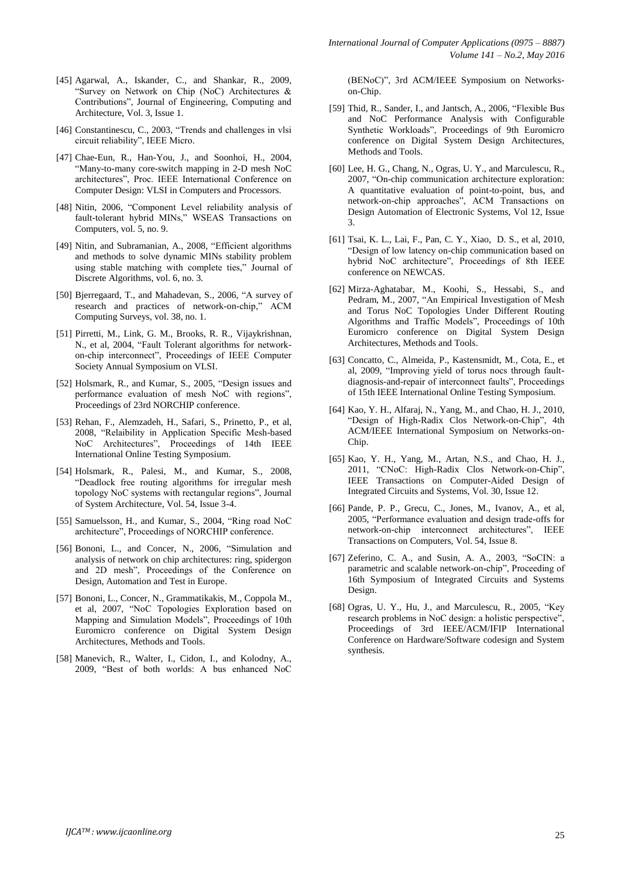[45] Agarwal, A., Iskander, C., and Shankar, R., 2009, "Survey on Network on Chip (NoC) Architectures & Contributions", Journal of Engineering, Computing and Architecture, Vol. 3, Issue 1.

[46] Constantinescu, C., 2003, "Trends and challenges in vlsi circuit reliability", IEEE Micro.

[47] Chae-Eun, R., Han-You, J., and Soonhoi, H., 2004, "Many-to-many core-switch mapping in 2-D mesh NoC architectures", Proc. IEEE International Conference on Computer Design: VLSI in Computers and Processors.

[48] Nitin, 2006, "Component Level reliability analysis of fault-tolerant hybrid MINs," WSEAS Transactions on Computers, vol. 5, no. 9.

[49] Nitin, and Subramanian, A., 2008, "Efficient algorithms and methods to solve dynamic MINs stability problem using stable matching with complete ties," Journal of Discrete Algorithms, vol. 6, no. 3.

[50] Bjerregaard, T., and Mahadevan, S., 2006, "A survey of research and practices of network-on-chip," ACM Computing Surveys, vol. 38, no. 1.

[51] Pirretti, M., Link, G. M., Brooks, R. R., Vijaykrishnan, N., et al, 2004, "Fault Tolerant algorithms for network-on-chip interconnect", Proceedings of IEEE Computer Society Annual Symposium on VLSI.

[52] Holsmark, R., and Kumar, S., 2005, "Design issues and performance evaluation of mesh NoC with regions", Proceedings of 23rd NORCHIP conference.

[53] Rehan, F., Alemzadeh, H., Safari, S., Prinetto, P., et al, 2008, "Relaibility in Application Specific Mesh-based NoC Architectures", Proceedings of 14th IEEE International Online Testing Symposium.

[54] Holsmark, R., Palesi, M., and Kumar, S., 2008, "Deadlock free routing algorithms for irregular mesh topology NoC systems with rectangular regions", Journal of System Architecture, Vol. 54, Issue 3-4.

[55] Samuelsson, H., and Kumar, S., 2004, "Ring road NoC architecture", Proceedings of NORCHIP conference.

[56] Bononi, L., and Concer, N., 2006, "Simulation and analysis of network on chip architectures: ring, spidergon and 2D mesh", Proceedings of the Conference on Design, Automation and Test in Europe.

[57] Bononi, L., Concer, N., Grammatikakis, M., Coppola M., et al, 2007, "NoC Topologies Exploration based on Mapping and Simulation Models", Proceedings of 10th Euromicro conference on Digital System Design Architectures, Methods and Tools.

[58] Manevich, R., Walter, I., Cidon, I., and Kolodny, A., 2009, "Best of both worlds: A bus enhanced NoC (BENoC)", 3rd ACM/IEEE Symposium on Networks-on-Chip.

[59] Thid, R., Sander, I., and Jantsch, A., 2006, "Flexible Bus and NoC Performance Analysis with Configurable Synthetic Workloads", Proceedings of 9th Euromicro conference on Digital System Design Architectures, Methods and Tools.

[60] Lee, H. G., Chang, N., Ogras, U. Y., and Marculescu, R., 2007, "On-chip communication architecture exploration: A quantitative evaluation of point-to-point, bus, and network-on-chip approaches", ACM Transactions on Design Automation of Electronic Systems, Vol 12, Issue 3.

[61] Tsai, K. L., Lai, F., Pan, C. Y., Xiao, D. S., et al, 2010, "Design of low latency on-chip communication based on hybrid NoC architecture", Proceedings of 8th IEEE conference on NEWCAS.

[62] Mirza-Aghatabar, M., Koohi, S., Hessabi, S., and Pedram, M., 2007, "An Empirical Investigation of Mesh and Torus NoC Topologies Under Different Routing Algorithms and Traffic Models", Proceedings of 10th Euromicro conference on Digital System Design Architectures, Methods and Tools.

[63] Concatto, C., Almeida, P., Kastensmidt, M., Cota, E., et al, 2009, "Improving yield of torus nocs through fault-diagnosis-and-repair of interconnect faults", Proceedings of 15th IEEE International Online Testing Symposium.

[64] Kao, Y. H., Alfaraj, N., Yang, M., and Chao, H. J., 2010, "Design of High-Radix Clos Network-on-Chip", 4th ACM/IEEE International Symposium on Networks-on-Chip.

[65] Kao, Y. H., Yang, M., Artan, N.S., and Chao, H. J., 2011, "CNoC: High-Radix Clos Network-on-Chip", IEEE Transactions on Computer-Aided Design of Integrated Circuits and Systems, Vol. 30, Issue 12.

[66] Pande, P. P., Grecu, C., Jones, M., Ivanov, A., et al, 2005, "Performance evaluation and design trade-offs for network-on-chip interconnect architectures", IEEE Transactions on Computers, Vol. 54, Issue 8.

[67] Zeferino, C. A., and Susin, A. A., 2003, "SoCIN: a parametric and scalable network-on-chip", Proceeding of 16th Symposium of Integrated Circuits and Systems Design.

[68] Ogras, U. Y., Hu, J., and Marculescu, R., 2005, "Key research problems in NoC design: a holistic perspective", Proceedings of 3rd IEEE/ACM/IFIP International Conference on Hardware/Software codesign and System synthesis.